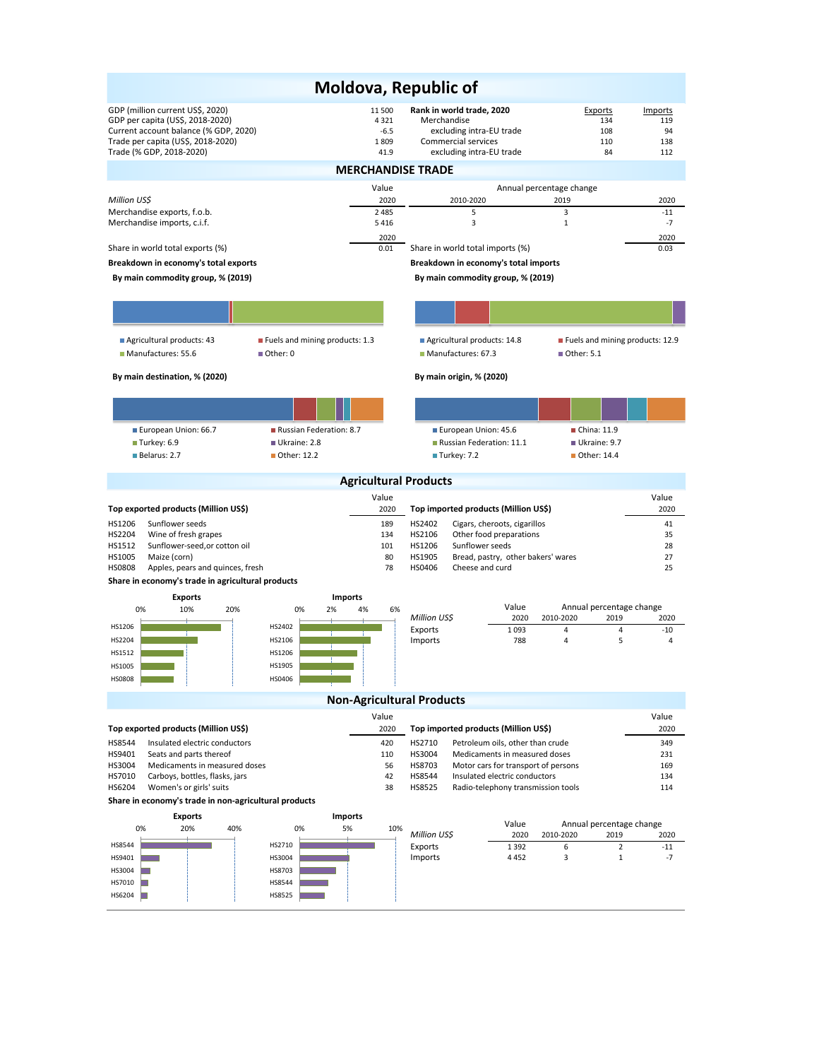# Moldova, Republic of

| | | Rank in world trade, 2020 | Exports | Imports |
|---|---|---|---|---|
| GDP (million current US$, 2020) | 11 500 | Merchandise | 134 | 119 |
| GDP per capita (US$, 2018-2020) | 4 321 | excluding intra-EU trade | 108 | 94 |
| Current account balance (% GDP, 2020) | -6.5 | Commercial services | 110 | 138 |
| Trade per capita (US$, 2018-2020) | 1 809 | excluding intra-EU trade | 84 | 112 |
| Trade (% GDP, 2018-2020) | 41.9 | | | |

## MERCHANDISE TRADE

| Million US$ | Value 2020 | Annual percentage change 2010-2020 | 2019 | 2020 |
|---|---|---|---|---|
| Merchandise exports, f.o.b. | 2 485 | 5 | 3 | -11 |
| Merchandise imports, c.i.f. | 5 416 | 3 | 1 | -7 |

| | 2020 | | 2020 |
|---|---|---|---|
| Share in world total exports (%) | 0.01 | Share in world total imports (%) | 0.03 |

**Breakdown in economy's total exports**

**By main commodity group, % (2019)**

- Agricultural products: 43
- Fuels and mining products: 1.3
- Manufactures: 55.6
- Other: 0

**By main destination, % (2020)**

- European Union: 66.7
- Russian Federation: 8.7
- Turkey: 6.9
- Ukraine: 2.8
- Belarus: 2.7
- Other: 12.2

**Breakdown in economy's total imports**

**By main commodity group, % (2019)**

- Agricultural products: 14.8
- Fuels and mining products: 12.9
- Manufactures: 67.3
- Other: 5.1

**By main origin, % (2020)**

- European Union: 45.6
- China: 11.9
- Russian Federation: 11.1
- Ukraine: 9.7
- Turkey: 7.2
- Other: 14.4

## Agricultural Products

**Top exported products (Million US$)**

| | | Value 2020 |
|---|---|---|
| HS1206 | Sunflower seeds | 189 |
| HS2204 | Wine of fresh grapes | 134 |
| HS1512 | Sunflower-seed,or cotton oil | 101 |
| HS1005 | Maize (corn) | 80 |
| HS0808 | Apples, pears and quinces, fresh | 78 |

**Top imported products (Million US$)**

| | | Value 2020 |
|---|---|---|
| HS2402 | Cigars, cheroots, cigarillos | 41 |
| HS2106 | Other food preparations | 35 |
| HS1206 | Sunflower seeds | 28 |
| HS1905 | Bread, pastry, other bakers' wares | 27 |
| HS0406 | Cheese and curd | 25 |

**Share in economy's trade in agricultural products**

| Million US$ | Value 2020 | Annual percentage change 2010-2020 | 2019 | 2020 |
|---|---|---|---|---|
| Exports | 1 093 | 4 | 4 | -10 |
| Imports | 788 | 4 | 5 | 4 |

## Non-Agricultural Products

**Top exported products (Million US$)**

| | | Value 2020 |
|---|---|---|
| HS8544 | Insulated electric conductors | 420 |
| HS9401 | Seats and parts thereof | 110 |
| HS3004 | Medicaments in measured doses | 56 |
| HS7010 | Carboys, bottles, flasks, jars | 42 |
| HS6204 | Women's or girls' suits | 38 |

**Top imported products (Million US$)**

| | | Value 2020 |
|---|---|---|
| HS2710 | Petroleum oils, other than crude | 349 |
| HS3004 | Medicaments in measured doses | 231 |
| HS8703 | Motor cars for transport of persons | 169 |
| HS8544 | Insulated electric conductors | 134 |
| HS8525 | Radio-telephony transmission tools | 114 |

**Share in economy's trade in non-agricultural products**

| Million US$ | Value 2020 | Annual percentage change 2010-2020 | 2019 | 2020 |
|---|---|---|---|---|
| Exports | 1 392 | 6 | 2 | -11 |
| Imports | 4 452 | 3 | 1 | -7 |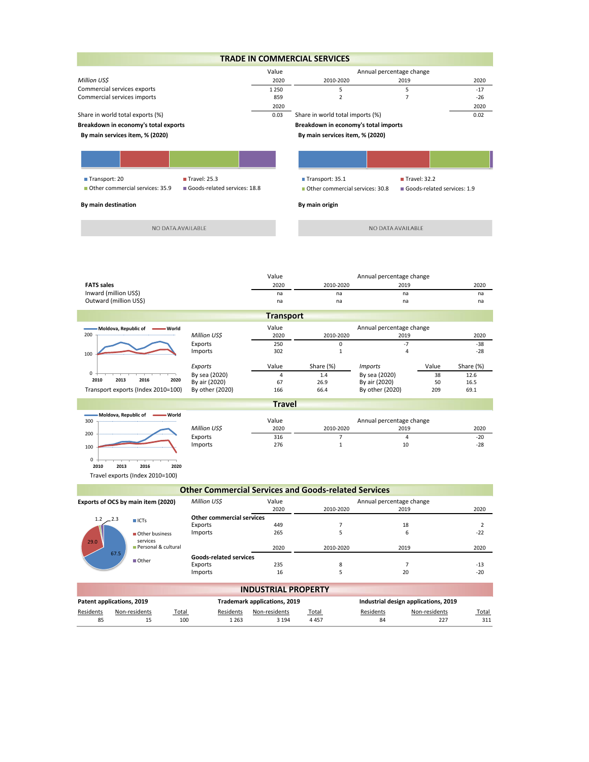# TRADE IN COMMERCIAL SERVICES

| Million US$ | Value 2020 | Annual percentage change 2010-2020 | 2019 | 2020 |
|---|---|---|---|---|
| Commercial services exports | 1 250 | 5 | 5 | -17 |
| Commercial services imports | 859 | 2 | 7 | -26 |

| | 2020 | | 2020 |
|---|---|---|---|
| Share in world total exports (%) | 0.03 | Share in world total imports (%) | 0.02 |

**Breakdown in economy's total exports**

**By main services item, % (2020)**

Transport: 20
Travel: 25.3
Other commercial services: 35.9
Goods-related services: 18.8

**Breakdown in economy's total imports**

**By main services item, % (2020)**

Transport: 35.1
Travel: 32.2
Other commercial services: 30.8
Goods-related services: 1.9

**By main destination**

NO DATA AVAILABLE

**By main origin**

NO DATA AVAILABLE

| FATS sales | Value 2020 | Annual percentage change 2010-2020 | 2019 | 2020 |
|---|---|---|---|---|
| Inward (million US$) | na | na | na | na |
| Outward (million US$) | na | na | na | na |

## Transport

Moldova, Republic of
World
200
100
0
2010 2013 2016 2020
Transport exports (Index 2010=100)

| Million US$ | Value 2020 | Annual percentage change 2010-2020 | 2019 | 2020 |
|---|---|---|---|---|
| Exports | 250 | 0 | -7 | -38 |
| Imports | 302 | 1 | 4 | -28 |

| Exports | Value | Share (%) | Imports | Value | Share (%) |
|---|---|---|---|---|---|
| By sea (2020) | 4 | 1.4 | By sea (2020) | 38 | 12.6 |
| By air (2020) | 67 | 26.9 | By air (2020) | 50 | 16.5 |
| By other (2020) | 166 | 66.4 | By other (2020) | 209 | 69.1 |

## Travel

Moldova, Republic of
World
300
200
100
0
2010 2013 2016 2020
Travel exports (Index 2010=100)

| Million US$ | Value 2020 | Annual percentage change 2010-2020 | 2019 | 2020 |
|---|---|---|---|---|
| Exports | 316 | 7 | 4 | -20 |
| Imports | 276 | 1 | 10 | -28 |

## Other Commercial Services and Goods-related Services

**Exports of OCS by main item (2020)**

1.2
2.3
29.0
67.5
ICTs
Other business services
Personal & cultural
Other

| Million US$ | Value 2020 | Annual percentage change 2010-2020 | 2019 | 2020 |
|---|---|---|---|---|
| **Other commercial services** | | | | |
| Exports | 449 | 7 | 18 | 2 |
| Imports | 265 | 5 | 6 | -22 |
| **Goods-related services** | | | | |
| Exports | 235 | 8 | 7 | -13 |
| Imports | 16 | 5 | 20 | -20 |

# INDUSTRIAL PROPERTY

| Patent applications, 2019 | | | Trademark applications, 2019 | | | Industrial design applications, 2019 | | |
|---|---|---|---|---|---|---|---|---|
| Residents | Non-residents | Total | Residents | Non-residents | Total | Residents | Non-residents | Total |
| 85 | 15 | 100 | 1 263 | 3 194 | 4 457 | 84 | 227 | 311 |